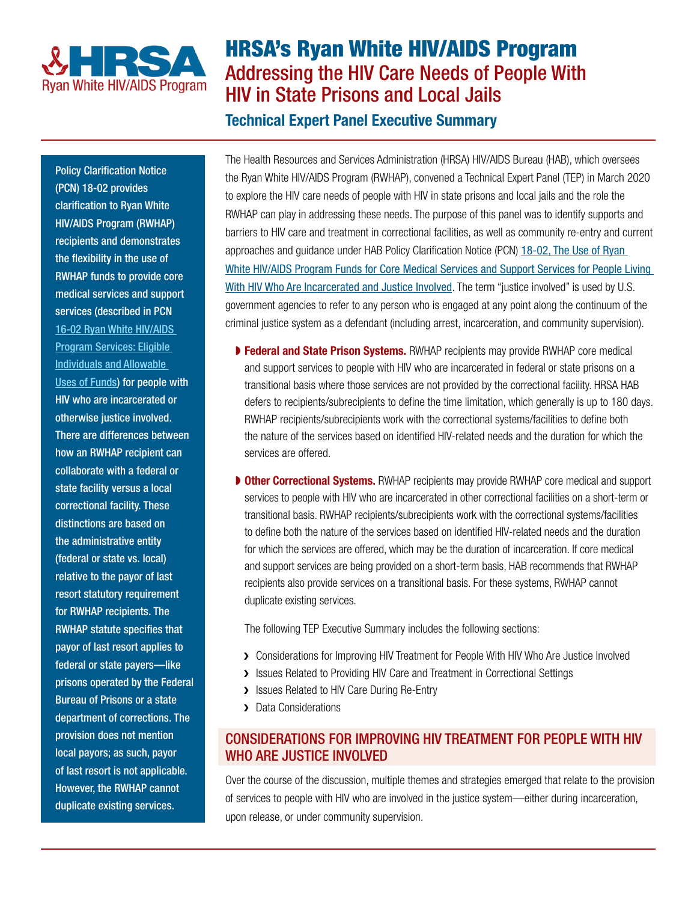# HRSA's Ryan White HIV/AIDS Program

## Addressing the HIV Care Needs of People With HIV in State Prisons and Local Jails

### Technical Expert Panel Executive Summary

The Health Resources and Services Administration (HRSA) HIV/AIDS Bureau (HAB), which oversees the Ryan White HIV/AIDS Program (RWHAP), convened a Technical Expert Panel (TEP) in March 2020 to explore the HIV care needs of people with HIV in state prisons and local jails and the role the RWHAP can play in addressing these needs. The purpose of this panel was to identify supports and barriers to HIV care and treatment in correctional facilities, as well as community re-entry and current approaches and guidance under HAB Policy Clarification Notice (PCN) 18-02, The Use of Ryan White HIV/AIDS Program Funds for Core Medical Services and Support Services for People Living With HIV Who Are Incarcerated and Justice Involved. The term "justice involved" is used by U.S. government agencies to refer to any person who is engaged at any point along the continuum of the criminal justice system as a defendant (including arrest, incarceration, and community supervision).

- **Federal and State Prison Systems.** RWHAP recipients may provide RWHAP core medical and support services to people with HIV who are incarcerated in federal or state prisons on a transitional basis where those services are not provided by the correctional facility. HRSA HAB defers to recipients/subrecipients to define the time limitation, which generally is up to 180 days. RWHAP recipients/subrecipients work with the correctional systems/facilities to define both the nature of the services based on identified HIV-related needs and the duration for which the services are offered.
- **Other Correctional Systems.** RWHAP recipients may provide RWHAP core medical and support services to people with HIV who are incarcerated in other correctional facilities on a short-term or transitional basis. RWHAP recipients/subrecipients work with the correctional systems/facilities to define both the nature of the services based on identified HIV-related needs and the duration for which the services are offered, which may be the duration of incarceration. If core medical and support services are being provided on a short-term basis, HAB recommends that RWHAP recipients also provide services on a transitional basis. For these systems, RWHAP cannot duplicate existing services.

The following TEP Executive Summary includes the following sections:

- Considerations for Improving HIV Treatment for People With HIV Who Are Justice Involved
- Issues Related to Providing HIV Care and Treatment in Correctional Settings
- Issues Related to HIV Care During Re-Entry
- Data Considerations

**Policy Clarification Notice (PCN) 18-02 provides clarification to Ryan White HIV/AIDS Program (RWHAP) recipients and demonstrates the flexibility in the use of RWHAP funds to provide core medical services and support services (described in PCN 16-02 Ryan White HIV/AIDS Program Services: Eligible Individuals and Allowable Uses of Funds) for people with HIV who are incarcerated or otherwise justice involved. There are differences between how an RWHAP recipient can collaborate with a federal or state facility versus a local correctional facility. These distinctions are based on the administrative entity (federal or state vs. local) relative to the payor of last resort statutory requirement for RWHAP recipients. The RWHAP statute specifies that payor of last resort applies to federal or state payers—like prisons operated by the Federal Bureau of Prisons or a state department of corrections. The provision does not mention local payors; as such, payor of last resort is not applicable. However, the RWHAP cannot duplicate existing services.**

## CONSIDERATIONS FOR IMPROVING HIV TREATMENT FOR PEOPLE WITH HIV WHO ARE JUSTICE INVOLVED

Over the course of the discussion, multiple themes and strategies emerged that relate to the provision of services to people with HIV who are involved in the justice system—either during incarceration, upon release, or under community supervision.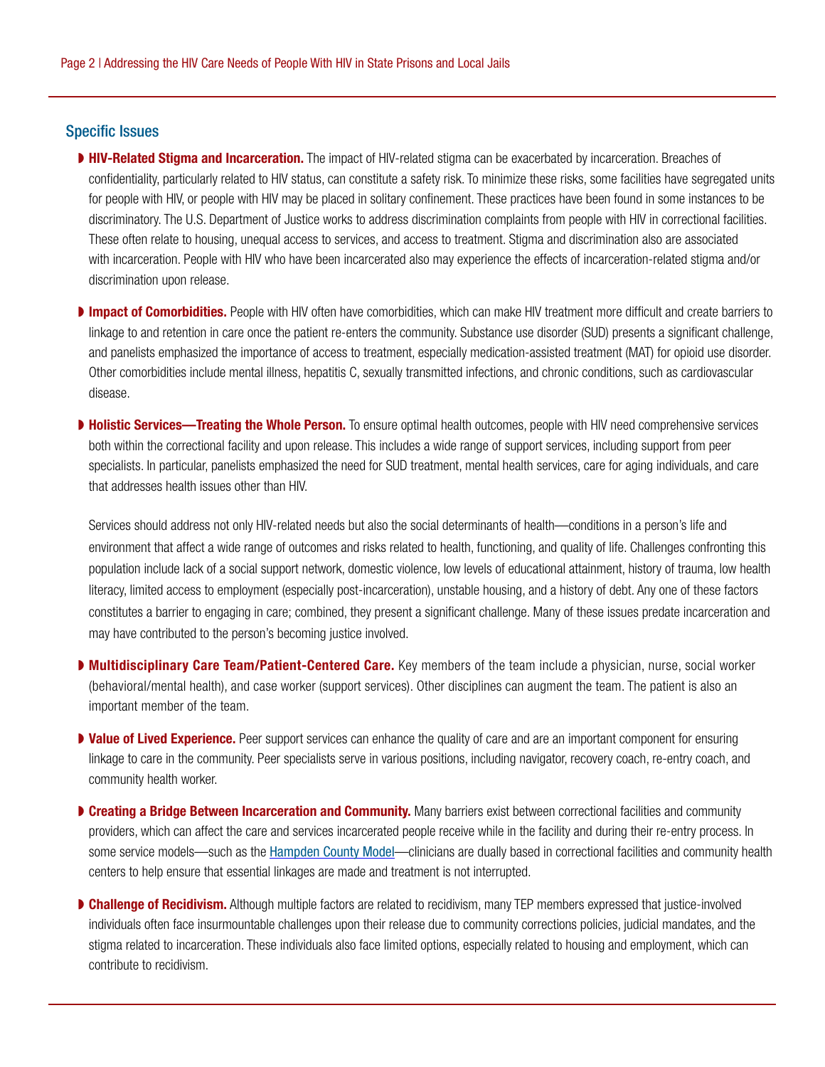## Specific Issues

- **HIV-Related Stigma and Incarceration.** The impact of HIV-related stigma can be exacerbated by incarceration. Breaches of confidentiality, particularly related to HIV status, can constitute a safety risk. To minimize these risks, some facilities have segregated units for people with HIV, or people with HIV may be placed in solitary confinement. These practices have been found in some instances to be discriminatory. The U.S. Department of Justice works to address discrimination complaints from people with HIV in correctional facilities. These often relate to housing, unequal access to services, and access to treatment. Stigma and discrimination also are associated with incarceration. People with HIV who have been incarcerated also may experience the effects of incarceration-related stigma and/or discrimination upon release.

- **Impact of Comorbidities.** People with HIV often have comorbidities, which can make HIV treatment more difficult and create barriers to linkage to and retention in care once the patient re-enters the community. Substance use disorder (SUD) presents a significant challenge, and panelists emphasized the importance of access to treatment, especially medication-assisted treatment (MAT) for opioid use disorder. Other comorbidities include mental illness, hepatitis C, sexually transmitted infections, and chronic conditions, such as cardiovascular disease.

- **Holistic Services—Treating the Whole Person.** To ensure optimal health outcomes, people with HIV need comprehensive services both within the correctional facility and upon release. This includes a wide range of support services, including support from peer specialists. In particular, panelists emphasized the need for SUD treatment, mental health services, care for aging individuals, and care that addresses health issues other than HIV.

  Services should address not only HIV-related needs but also the social determinants of health—conditions in a person's life and environment that affect a wide range of outcomes and risks related to health, functioning, and quality of life. Challenges confronting this population include lack of a social support network, domestic violence, low levels of educational attainment, history of trauma, low health literacy, limited access to employment (especially post-incarceration), unstable housing, and a history of debt. Any one of these factors constitutes a barrier to engaging in care; combined, they present a significant challenge. Many of these issues predate incarceration and may have contributed to the person's becoming justice involved.

- **Multidisciplinary Care Team/Patient-Centered Care.** Key members of the team include a physician, nurse, social worker (behavioral/mental health), and case worker (support services). Other disciplines can augment the team. The patient is also an important member of the team.

- **Value of Lived Experience.** Peer support services can enhance the quality of care and are an important component for ensuring linkage to care in the community. Peer specialists serve in various positions, including navigator, recovery coach, re-entry coach, and community health worker.

- **Creating a Bridge Between Incarceration and Community.** Many barriers exist between correctional facilities and community providers, which can affect the care and services incarcerated people receive while in the facility and during their re-entry process. In some service models—such as the Hampden County Model—clinicians are dually based in correctional facilities and community health centers to help ensure that essential linkages are made and treatment is not interrupted.

- **Challenge of Recidivism.** Although multiple factors are related to recidivism, many TEP members expressed that justice-involved individuals often face insurmountable challenges upon their release due to community corrections policies, judicial mandates, and the stigma related to incarceration. These individuals also face limited options, especially related to housing and employment, which can contribute to recidivism.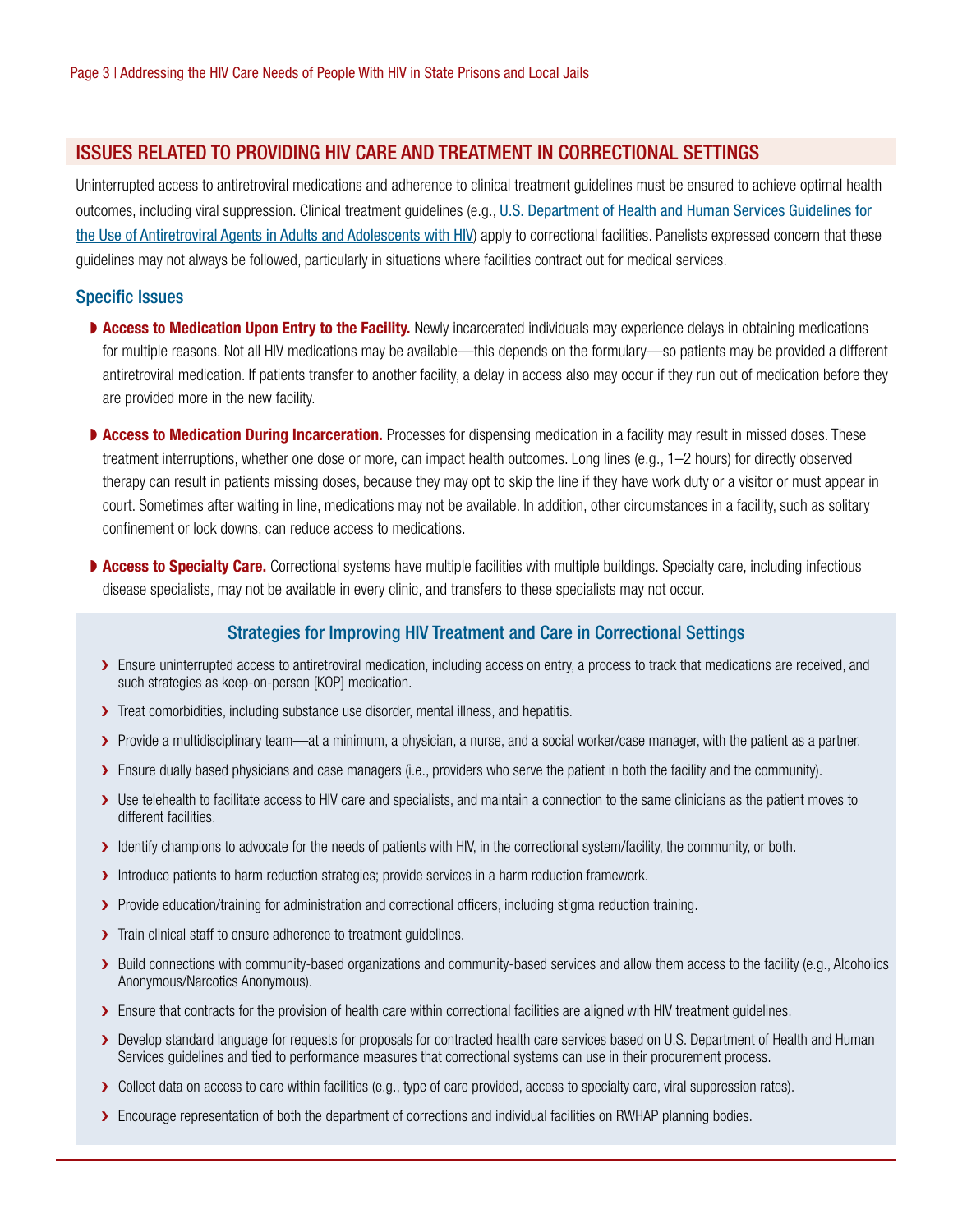## ISSUES RELATED TO PROVIDING HIV CARE AND TREATMENT IN CORRECTIONAL SETTINGS

Uninterrupted access to antiretroviral medications and adherence to clinical treatment guidelines must be ensured to achieve optimal health outcomes, including viral suppression. Clinical treatment guidelines (e.g., U.S. Department of Health and Human Services Guidelines for the Use of Antiretroviral Agents in Adults and Adolescents with HIV) apply to correctional facilities. Panelists expressed concern that these guidelines may not always be followed, particularly in situations where facilities contract out for medical services.

### Specific Issues

- **Access to Medication Upon Entry to the Facility.** Newly incarcerated individuals may experience delays in obtaining medications for multiple reasons. Not all HIV medications may be available—this depends on the formulary—so patients may be provided a different antiretroviral medication. If patients transfer to another facility, a delay in access also may occur if they run out of medication before they are provided more in the new facility.
- **Access to Medication During Incarceration.** Processes for dispensing medication in a facility may result in missed doses. These treatment interruptions, whether one dose or more, can impact health outcomes. Long lines (e.g., 1–2 hours) for directly observed therapy can result in patients missing doses, because they may opt to skip the line if they have work duty or a visitor or must appear in court. Sometimes after waiting in line, medications may not be available. In addition, other circumstances in a facility, such as solitary confinement or lock downs, can reduce access to medications.
- **Access to Specialty Care.** Correctional systems have multiple facilities with multiple buildings. Specialty care, including infectious disease specialists, may not be available in every clinic, and transfers to these specialists may not occur.

### Strategies for Improving HIV Treatment and Care in Correctional Settings

- Ensure uninterrupted access to antiretroviral medication, including access on entry, a process to track that medications are received, and such strategies as keep-on-person [KOP] medication.
- Treat comorbidities, including substance use disorder, mental illness, and hepatitis.
- Provide a multidisciplinary team—at a minimum, a physician, a nurse, and a social worker/case manager, with the patient as a partner.
- Ensure dually based physicians and case managers (i.e., providers who serve the patient in both the facility and the community).
- Use telehealth to facilitate access to HIV care and specialists, and maintain a connection to the same clinicians as the patient moves to different facilities.
- Identify champions to advocate for the needs of patients with HIV, in the correctional system/facility, the community, or both.
- Introduce patients to harm reduction strategies; provide services in a harm reduction framework.
- Provide education/training for administration and correctional officers, including stigma reduction training.
- Train clinical staff to ensure adherence to treatment guidelines.
- Build connections with community-based organizations and community-based services and allow them access to the facility (e.g., Alcoholics Anonymous/Narcotics Anonymous).
- Ensure that contracts for the provision of health care within correctional facilities are aligned with HIV treatment guidelines.
- Develop standard language for requests for proposals for contracted health care services based on U.S. Department of Health and Human Services guidelines and tied to performance measures that correctional systems can use in their procurement process.
- Collect data on access to care within facilities (e.g., type of care provided, access to specialty care, viral suppression rates).
- Encourage representation of both the department of corrections and individual facilities on RWHAP planning bodies.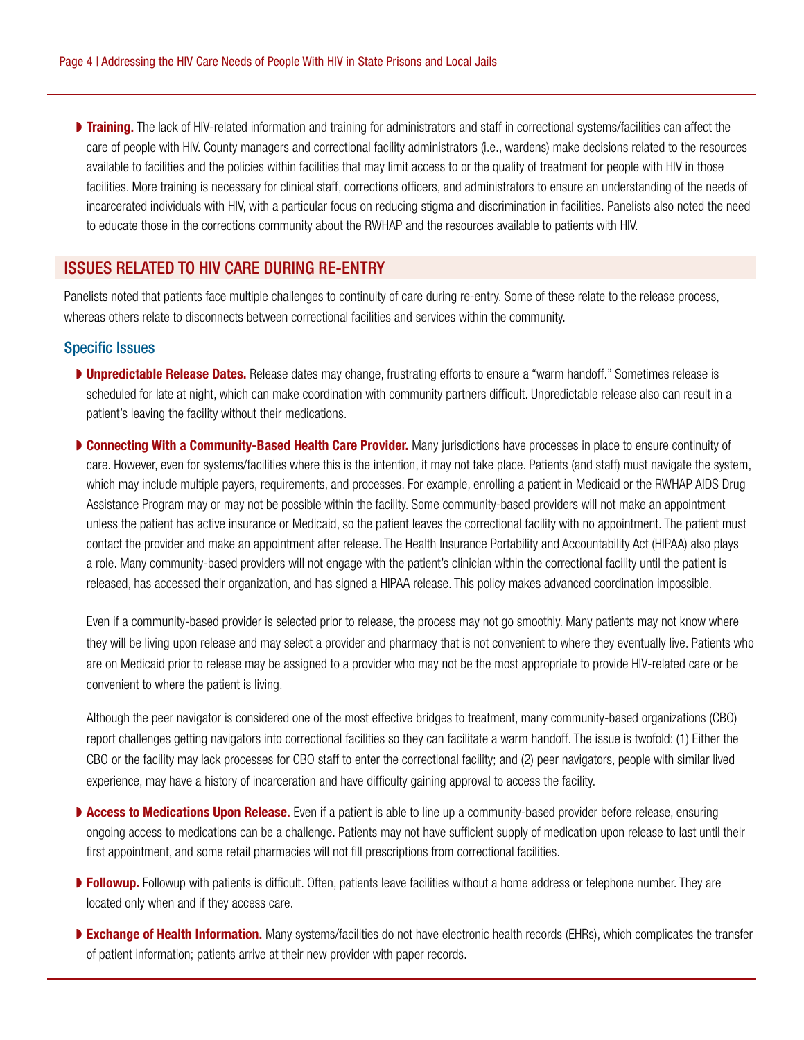- **Training.** The lack of HIV-related information and training for administrators and staff in correctional systems/facilities can affect the care of people with HIV. County managers and correctional facility administrators (i.e., wardens) make decisions related to the resources available to facilities and the policies within facilities that may limit access to or the quality of treatment for people with HIV in those facilities. More training is necessary for clinical staff, corrections officers, and administrators to ensure an understanding of the needs of incarcerated individuals with HIV, with a particular focus on reducing stigma and discrimination in facilities. Panelists also noted the need to educate those in the corrections community about the RWHAP and the resources available to patients with HIV.

## ISSUES RELATED TO HIV CARE DURING RE-ENTRY

Panelists noted that patients face multiple challenges to continuity of care during re-entry. Some of these relate to the release process, whereas others relate to disconnects between correctional facilities and services within the community.

### Specific Issues

- **Unpredictable Release Dates.** Release dates may change, frustrating efforts to ensure a "warm handoff." Sometimes release is scheduled for late at night, which can make coordination with community partners difficult. Unpredictable release also can result in a patient's leaving the facility without their medications.

- **Connecting With a Community-Based Health Care Provider.** Many jurisdictions have processes in place to ensure continuity of care. However, even for systems/facilities where this is the intention, it may not take place. Patients (and staff) must navigate the system, which may include multiple payers, requirements, and processes. For example, enrolling a patient in Medicaid or the RWHAP AIDS Drug Assistance Program may or may not be possible within the facility. Some community-based providers will not make an appointment unless the patient has active insurance or Medicaid, so the patient leaves the correctional facility with no appointment. The patient must contact the provider and make an appointment after release. The Health Insurance Portability and Accountability Act (HIPAA) also plays a role. Many community-based providers will not engage with the patient's clinician within the correctional facility until the patient is released, has accessed their organization, and has signed a HIPAA release. This policy makes advanced coordination impossible.

  Even if a community-based provider is selected prior to release, the process may not go smoothly. Many patients may not know where they will be living upon release and may select a provider and pharmacy that is not convenient to where they eventually live. Patients who are on Medicaid prior to release may be assigned to a provider who may not be the most appropriate to provide HIV-related care or be convenient to where the patient is living.

  Although the peer navigator is considered one of the most effective bridges to treatment, many community-based organizations (CBO) report challenges getting navigators into correctional facilities so they can facilitate a warm handoff. The issue is twofold: (1) Either the CBO or the facility may lack processes for CBO staff to enter the correctional facility; and (2) peer navigators, people with similar lived experience, may have a history of incarceration and have difficulty gaining approval to access the facility.

- **Access to Medications Upon Release.** Even if a patient is able to line up a community-based provider before release, ensuring ongoing access to medications can be a challenge. Patients may not have sufficient supply of medication upon release to last until their first appointment, and some retail pharmacies will not fill prescriptions from correctional facilities.

- **Followup.** Followup with patients is difficult. Often, patients leave facilities without a home address or telephone number. They are located only when and if they access care.

- **Exchange of Health Information.** Many systems/facilities do not have electronic health records (EHRs), which complicates the transfer of patient information; patients arrive at their new provider with paper records.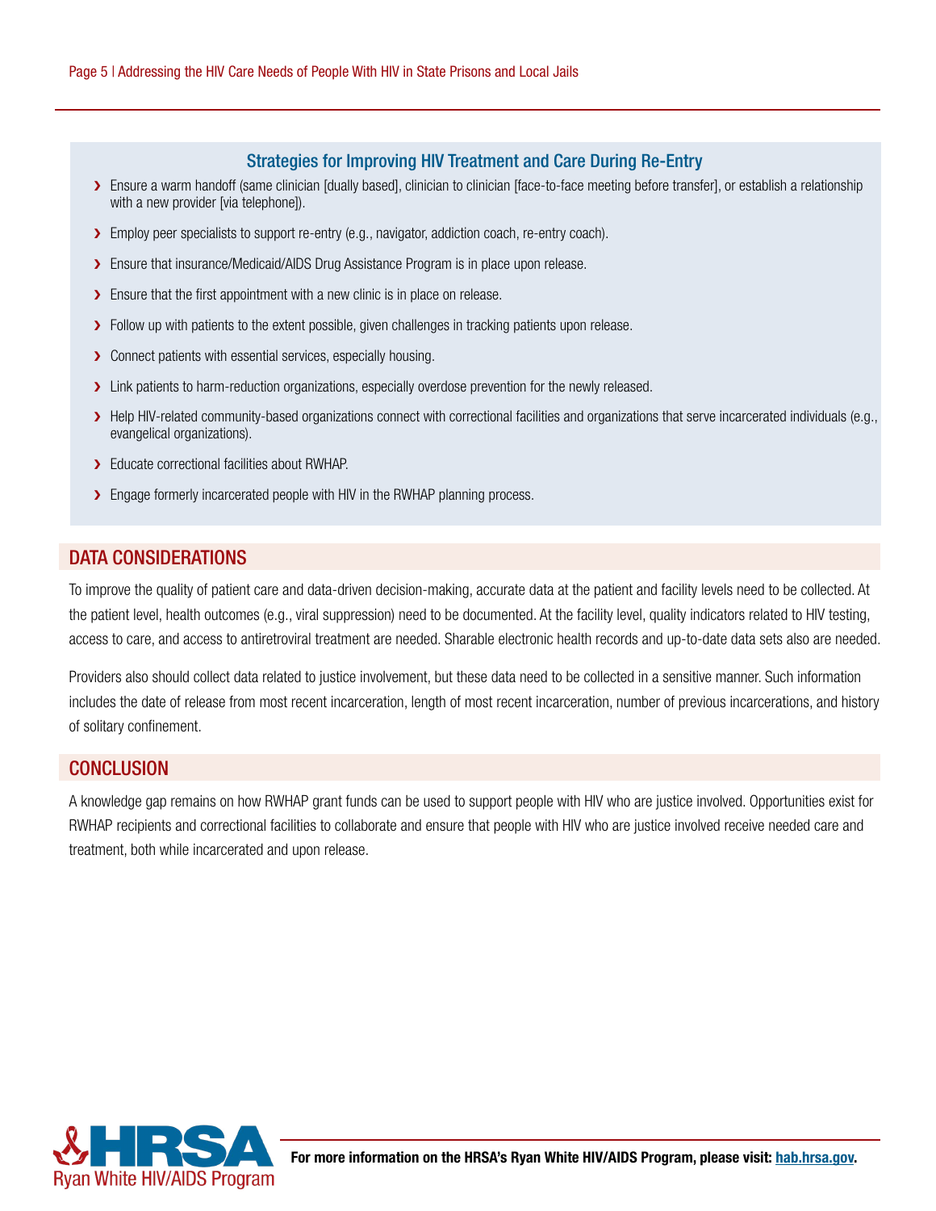### Strategies for Improving HIV Treatment and Care During Re-Entry

- Ensure a warm handoff (same clinician [dually based], clinician to clinician [face-to-face meeting before transfer], or establish a relationship with a new provider [via telephone]).
- Employ peer specialists to support re-entry (e.g., navigator, addiction coach, re-entry coach).
- Ensure that insurance/Medicaid/AIDS Drug Assistance Program is in place upon release.
- Ensure that the first appointment with a new clinic is in place on release.
- Follow up with patients to the extent possible, given challenges in tracking patients upon release.
- Connect patients with essential services, especially housing.
- Link patients to harm-reduction organizations, especially overdose prevention for the newly released.
- Help HIV-related community-based organizations connect with correctional facilities and organizations that serve incarcerated individuals (e.g., evangelical organizations).
- Educate correctional facilities about RWHAP.
- Engage formerly incarcerated people with HIV in the RWHAP planning process.

## DATA CONSIDERATIONS

To improve the quality of patient care and data-driven decision-making, accurate data at the patient and facility levels need to be collected. At the patient level, health outcomes (e.g., viral suppression) need to be documented. At the facility level, quality indicators related to HIV testing, access to care, and access to antiretroviral treatment are needed. Sharable electronic health records and up-to-date data sets also are needed.

Providers also should collect data related to justice involvement, but these data need to be collected in a sensitive manner. Such information includes the date of release from most recent incarceration, length of most recent incarceration, number of previous incarcerations, and history of solitary confinement.

## CONCLUSION

A knowledge gap remains on how RWHAP grant funds can be used to support people with HIV who are justice involved. Opportunities exist for RWHAP recipients and correctional facilities to collaborate and ensure that people with HIV who are justice involved receive needed care and treatment, both while incarcerated and upon release.

HRSA Ryan White HIV/AIDS Program

**For more information on the HRSA's Ryan White HIV/AIDS Program, please visit: hab.hrsa.gov.**